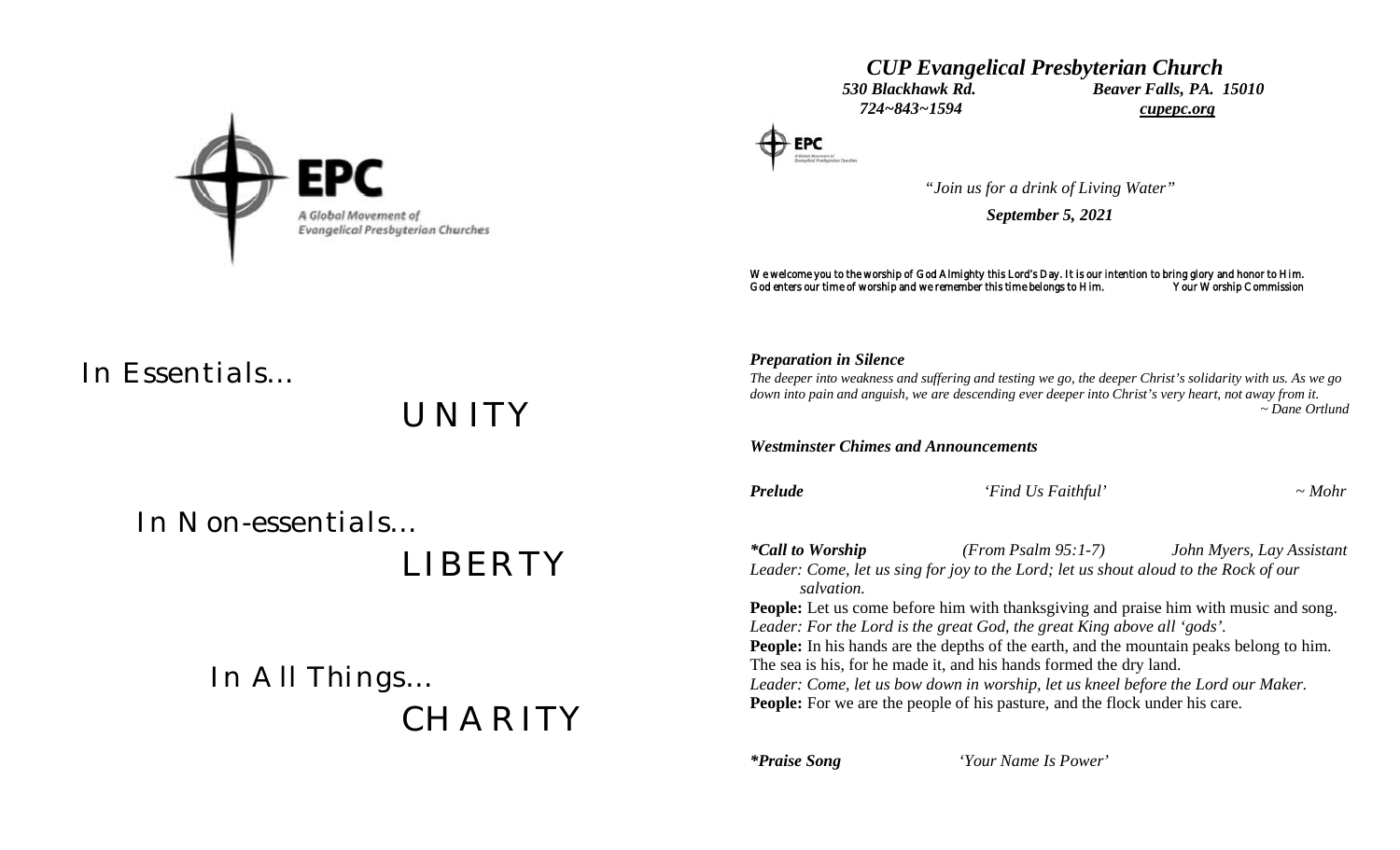EPC
A Global Movement of Evangelical Presbyterian Churches

In Essentials…
UNITY

In Non-essentials…
LIBERTY

In All Things…
CHARITY

# *CUP Evangelical Presbyterian Church*

***530 Blackhawk Rd.*** ***Beaver Falls, PA. 15010***
***724~843~1594*** ***cupepc.org***

*"Join us for a drink of Living Water"*

***September 5, 2021***

We welcome you to the worship of God Almighty this Lord's Day. It is our intention to bring glory and honor to Him. God enters our time of worship and we remember this time belongs to Him. Your Worship Commission

***Preparation in Silence***
*The deeper into weakness and suffering and testing we go, the deeper Christ's solidarity with us. As we go down into pain and anguish, we are descending ever deeper into Christ's very heart, not away from it.*
*~ Dane Ortlund*

***Westminster Chimes and Announcements***

***Prelude*** *'Find Us Faithful'* *~ Mohr*

***\*Call to Worship*** *(From Psalm 95:1-7)* *John Myers, Lay Assistant*
*Leader: Come, let us sing for joy to the Lord; let us shout aloud to the Rock of our salvation.*
**People:** Let us come before him with thanksgiving and praise him with music and song.
*Leader: For the Lord is the great God, the great King above all 'gods'.*
**People:** In his hands are the depths of the earth, and the mountain peaks belong to him. The sea is his, for he made it, and his hands formed the dry land.
*Leader: Come, let us bow down in worship, let us kneel before the Lord our Maker.*
**People:** For we are the people of his pasture, and the flock under his care.

***\*Praise Song*** *'Your Name Is Power'*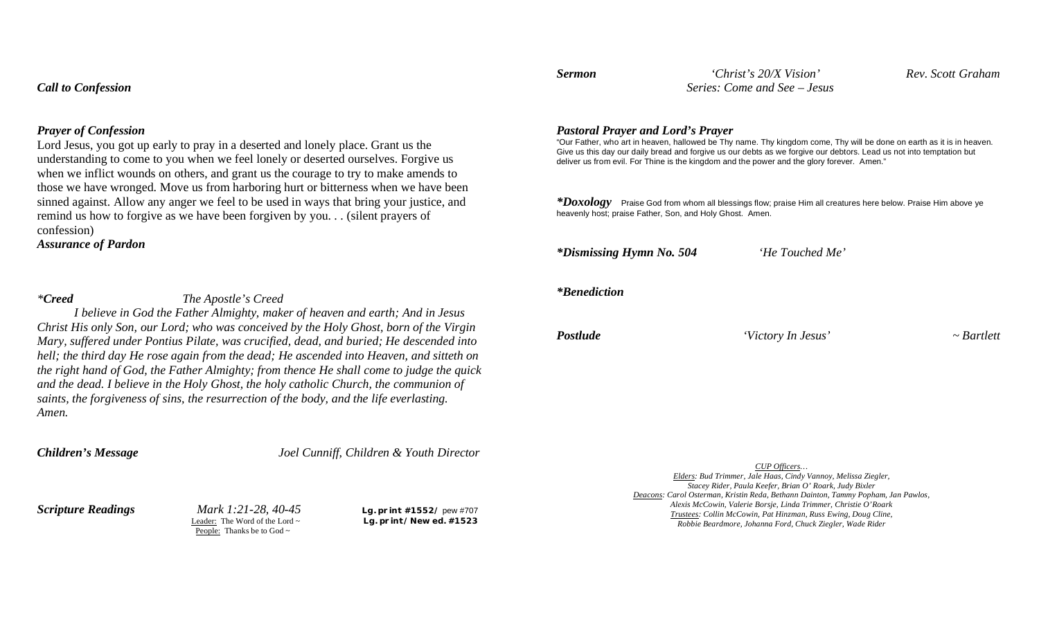***Call to Confession***

***Prayer of Confession***

Lord Jesus, you got up early to pray in a deserted and lonely place. Grant us the understanding to come to you when we feel lonely or deserted ourselves. Forgive us when we inflict wounds on others, and grant us the courage to try to make amends to those we have wronged. Move us from harboring hurt or bitterness when we have been sinned against. Allow any anger we feel to be used in ways that bring your justice, and remind us how to forgive as we have been forgiven by you. . . (silent prayers of confession)

***Assurance of Pardon***

***\*Creed*** *The Apostle's Creed*

*I believe in God the Father Almighty, maker of heaven and earth; And in Jesus Christ His only Son, our Lord; who was conceived by the Holy Ghost, born of the Virgin Mary, suffered under Pontius Pilate, was crucified, dead, and buried; He descended into hell; the third day He rose again from the dead; He ascended into Heaven, and sitteth on the right hand of God, the Father Almighty; from thence He shall come to judge the quick and the dead. I believe in the Holy Ghost, the holy catholic Church, the communion of saints, the forgiveness of sins, the resurrection of the body, and the life everlasting. Amen.*

***Children's Message*** *Joel Cunniff, Children & Youth Director*

***Scripture Readings*** *Mark 1:21-28, 40-45* **Lg. print #1552/** pew #707 **Lg. print / New ed. #1523**

Leader: The Word of the Lord ~
People: Thanks be to God ~

***Sermon*** *'Christ's 20/X Vision'* *Rev. Scott Graham*
*Series: Come and See – Jesus*

***Pastoral Prayer and Lord's Prayer***

"Our Father, who art in heaven, hallowed be Thy name. Thy kingdom come, Thy will be done on earth as it is in heaven. Give us this day our daily bread and forgive us our debts as we forgive our debtors. Lead us not into temptation but deliver us from evil. For Thine is the kingdom and the power and the glory forever. Amen."

***\*Doxology*** Praise God from whom all blessings flow; praise Him all creatures here below. Praise Him above ye heavenly host; praise Father, Son, and Holy Ghost. Amen.

***\*Dismissing Hymn No. 504*** *'He Touched Me'*

***\*Benediction***

***Postlude*** *'Victory In Jesus'* *~ Bartlett*

*CUP Officers…*
*Elders: Bud Trimmer, Jale Haas, Cindy Vannoy, Melissa Ziegler, Stacey Rider, Paula Keefer, Brian O' Roark, Judy Bixler*
*Deacons: Carol Osterman, Kristin Reda, Bethann Dainton, Tammy Popham, Jan Pawlos, Alexis McCowin, Valerie Borsje, Linda Trimmer, Christie O'Roark*
*Trustees: Collin McCowin, Pat Hinzman, Russ Ewing, Doug Cline, Robbie Beardmore, Johanna Ford, Chuck Ziegler, Wade Rider*